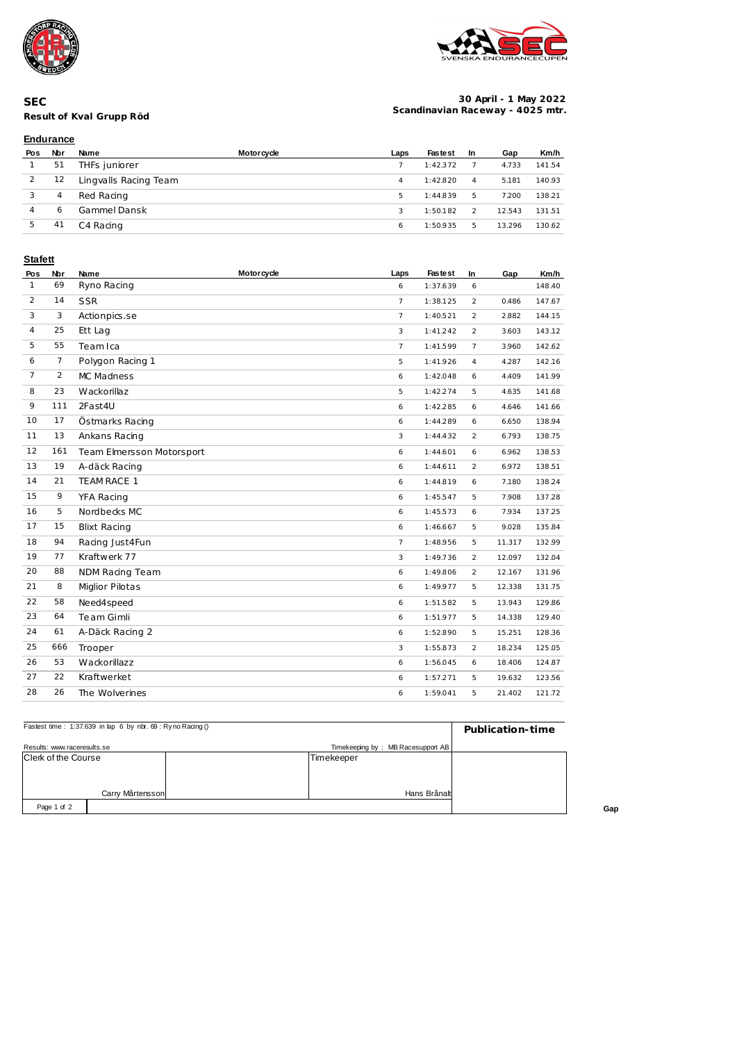# SEC

**Result of Kval Grupp Röd**

**30 April - 1 May 2022**
**Scandinavian Raceway - 4025 mtr.**

## Endurance

| Pos | Nbr | Name | Motorcycle | Laps | Fastest | In | Gap | Km/h |
|---|---|---|---|---|---|---|---|---|
| 1 | 51 | THFs juniorer | | 7 | 1:42.372 | 7 | 4.733 | 141.54 |
| 2 | 12 | Lingvalls Racing Team | | 4 | 1:42.820 | 4 | 5.181 | 140.93 |
| 3 | 4 | Red Racing | | 5 | 1:44.839 | 5 | 7.200 | 138.21 |
| 4 | 6 | Gammel Dansk | | 3 | 1:50.182 | 2 | 12.543 | 131.51 |
| 5 | 41 | C4 Racing | | 6 | 1:50.935 | 5 | 13.296 | 130.62 |

## Stafett

| Pos | Nbr | Name | Motorcycle | Laps | Fastest | In | Gap | Km/h |
|---|---|---|---|---|---|---|---|---|
| 1 | 69 | Ryno Racing | | 6 | 1:37.639 | 6 | | 148.40 |
| 2 | 14 | SSR | | 7 | 1:38.125 | 2 | 0.486 | 147.67 |
| 3 | 3 | Actionpics.se | | 7 | 1:40.521 | 2 | 2.882 | 144.15 |
| 4 | 25 | Ett Lag | | 3 | 1:41.242 | 2 | 3.603 | 143.12 |
| 5 | 55 | Team Ica | | 7 | 1:41.599 | 7 | 3.960 | 142.62 |
| 6 | 7 | Polygon Racing 1 | | 5 | 1:41.926 | 4 | 4.287 | 142.16 |
| 7 | 2 | MC Madness | | 6 | 1:42.048 | 6 | 4.409 | 141.99 |
| 8 | 23 | Wackorillaz | | 5 | 1:42.274 | 5 | 4.635 | 141.68 |
| 9 | 111 | 2Fast4U | | 6 | 1:42.285 | 6 | 4.646 | 141.66 |
| 10 | 17 | Östmarks Racing | | 6 | 1:44.289 | 6 | 6.650 | 138.94 |
| 11 | 13 | Ankans Racing | | 3 | 1:44.432 | 2 | 6.793 | 138.75 |
| 12 | 161 | Team Elmersson Motorsport | | 6 | 1:44.601 | 6 | 6.962 | 138.53 |
| 13 | 19 | A-däck Racing | | 6 | 1:44.611 | 2 | 6.972 | 138.51 |
| 14 | 21 | TEAM RACE 1 | | 6 | 1:44.819 | 6 | 7.180 | 138.24 |
| 15 | 9 | YFA Racing | | 6 | 1:45.547 | 5 | 7.908 | 137.28 |
| 16 | 5 | Nordbecks MC | | 6 | 1:45.573 | 6 | 7.934 | 137.25 |
| 17 | 15 | Blixt Racing | | 6 | 1:46.667 | 5 | 9.028 | 135.84 |
| 18 | 94 | Racing Just4Fun | | 7 | 1:48.956 | 5 | 11.317 | 132.99 |
| 19 | 77 | Kraftwerk 77 | | 3 | 1:49.736 | 2 | 12.097 | 132.04 |
| 20 | 88 | NDM Racing Team | | 6 | 1:49.806 | 2 | 12.167 | 131.96 |
| 21 | 8 | Miglior Pilotas | | 6 | 1:49.977 | 5 | 12.338 | 131.75 |
| 22 | 58 | Need4speed | | 6 | 1:51.582 | 5 | 13.943 | 129.86 |
| 23 | 64 | Team Gimli | | 6 | 1:51.977 | 5 | 14.338 | 129.40 |
| 24 | 61 | A-Däck Racing 2 | | 6 | 1:52.890 | 5 | 15.251 | 128.36 |
| 25 | 666 | Trooper | | 3 | 1:55.873 | 2 | 18.234 | 125.05 |
| 26 | 53 | Wackorillazz | | 6 | 1:56.045 | 6 | 18.406 | 124.87 |
| 27 | 22 | Kraftwerket | | 6 | 1:57.271 | 5 | 19.632 | 123.56 |
| 28 | 26 | The Wolverines | | 6 | 1:59.041 | 5 | 21.402 | 121.72 |

Fastest time : 1:37.639 in lap 6 by nbr. 69 : Ryno Racing ()

**Publication-time**

Results: www.raceresults.se

Timekeeping by : MB Racesupport AB

| Clerk of the Course | Timekeeper |
|---|---|
| Carry Mårtensson | Hans Brånalt |

Gap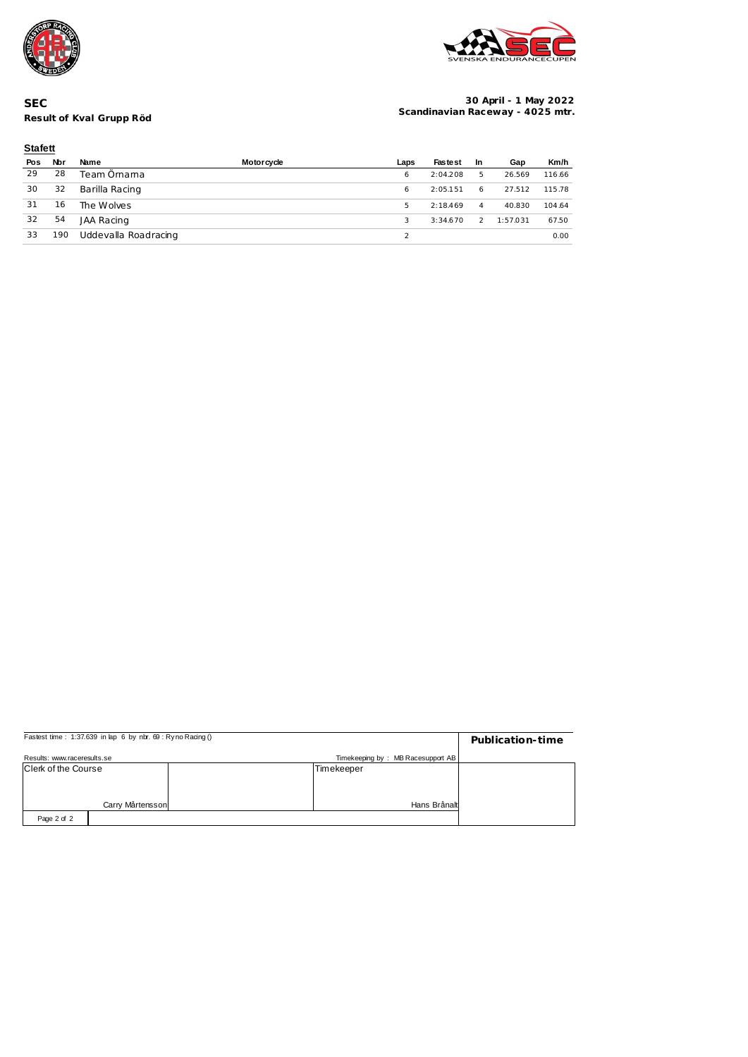**SEC**

**Result of Kval Grupp Röd**

**30 April - 1 May 2022**
**Scandinavian Raceway - 4025 mtr.**

**Stafett**

| Pos | Nbr | Name | Motorcycle | Laps | Fastest | In | Gap | Km/h |
|---|---|---|---|---|---|---|---|---|
| 29 | 28 | Team Örnarna | | 6 | 2:04.208 | 5 | 26.569 | 116.66 |
| 30 | 32 | Barilla Racing | | 6 | 2:05.151 | 6 | 27.512 | 115.78 |
| 31 | 16 | The Wolves | | 5 | 2:18.469 | 4 | 40.830 | 104.64 |
| 32 | 54 | JAA Racing | | 3 | 3:34.670 | 2 | 1:57.031 | 67.50 |
| 33 | 190 | Uddevalla Roadracing | | 2 | | | | 0.00 |

Fastest time : 1:37.639 in lap 6 by nbr. 69 : Ryno Racing ()

**Publication-time**

Results: www.raceresults.se

Timekeeping by : MB Racesupport AB

| Clerk of the Course | Timekeeper |
|---|---|
| Carry Mårtensson | Hans Brånalt |